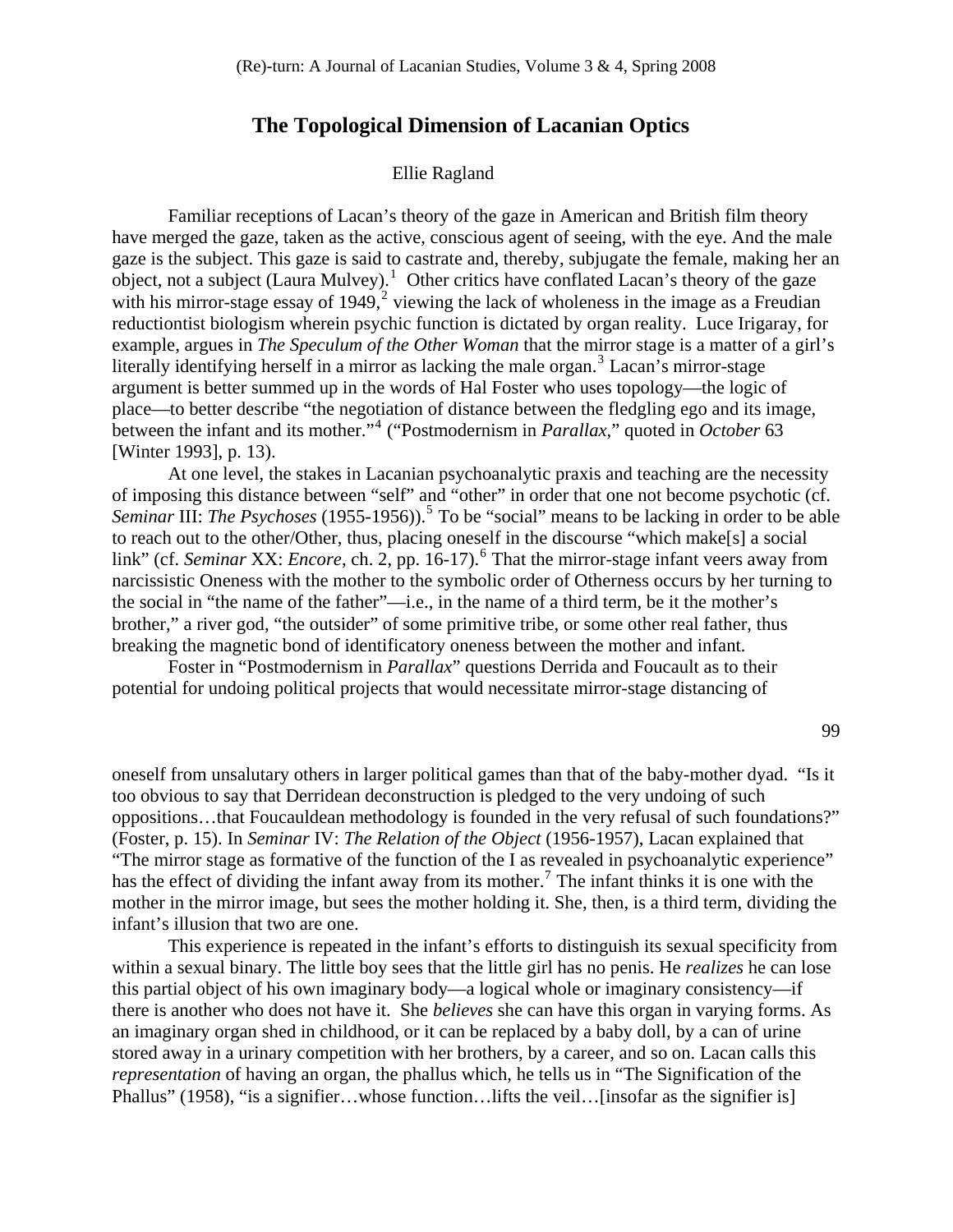# The Topological Dimension of Lacanian Optics

Ellie Ragland

Familiar receptions of Lacan's theory of the gaze in American and British film theory have merged the gaze, taken as the active, conscious agent of seeing, with the eye. And the male gaze is the subject. This gaze is said to castrate and, thereby, subjugate the female, making her an object, not a subject (Laura Mulvey).[1] Other critics have conflated Lacan's theory of the gaze with his mirror-stage essay of 1949,[2] viewing the lack of wholeness in the image as a Freudian reductiontist biologism wherein psychic function is dictated by organ reality. Luce Irigaray, for example, argues in *The Speculum of the Other Woman* that the mirror stage is a matter of a girl's literally identifying herself in a mirror as lacking the male organ.[3] Lacan's mirror-stage argument is better summed up in the words of Hal Foster who uses topology—the logic of place—to better describe "the negotiation of distance between the fledgling ego and its image, between the infant and its mother."[4] ("Postmodernism in *Parallax*," quoted in *October* 63 [Winter 1993], p. 13).

At one level, the stakes in Lacanian psychoanalytic praxis and teaching are the necessity of imposing this distance between "self" and "other" in order that one not become psychotic (cf. *Seminar* III: *The Psychoses* (1955-1956)).[5] To be "social" means to be lacking in order to be able to reach out to the other/Other, thus, placing oneself in the discourse "which make[s] a social link" (cf. *Seminar* XX: *Encore*, ch. 2, pp. 16-17).[6] That the mirror-stage infant veers away from narcissistic Oneness with the mother to the symbolic order of Otherness occurs by her turning to the social in "the name of the father"—i.e., in the name of a third term, be it the mother's brother," a river god, "the outsider" of some primitive tribe, or some other real father, thus breaking the magnetic bond of identificatory oneness between the mother and infant.

Foster in "Postmodernism in *Parallax*" questions Derrida and Foucault as to their potential for undoing political projects that would necessitate mirror-stage distancing of oneself from unsalutary others in larger political games than that of the baby-mother dyad. "Is it too obvious to say that Derridean deconstruction is pledged to the very undoing of such oppositions…that Foucauldean methodology is founded in the very refusal of such foundations?" (Foster, p. 15). In *Seminar* IV: *The Relation of the Object* (1956-1957), Lacan explained that "The mirror stage as formative of the function of the I as revealed in psychoanalytic experience" has the effect of dividing the infant away from its mother.[7] The infant thinks it is one with the mother in the mirror image, but sees the mother holding it. She, then, is a third term, dividing the infant's illusion that two are one.

This experience is repeated in the infant's efforts to distinguish its sexual specificity from within a sexual binary. The little boy sees that the little girl has no penis. He *realizes* he can lose this partial object of his own imaginary body—a logical whole or imaginary consistency—if there is another who does not have it. She *believes* she can have this organ in varying forms. As an imaginary organ shed in childhood, or it can be replaced by a baby doll, by a can of urine stored away in a urinary competition with her brothers, by a career, and so on. Lacan calls this *representation* of having an organ, the phallus which, he tells us in "The Signification of the Phallus" (1958), "is a signifier…whose function…lifts the veil…[insofar as the signifier is]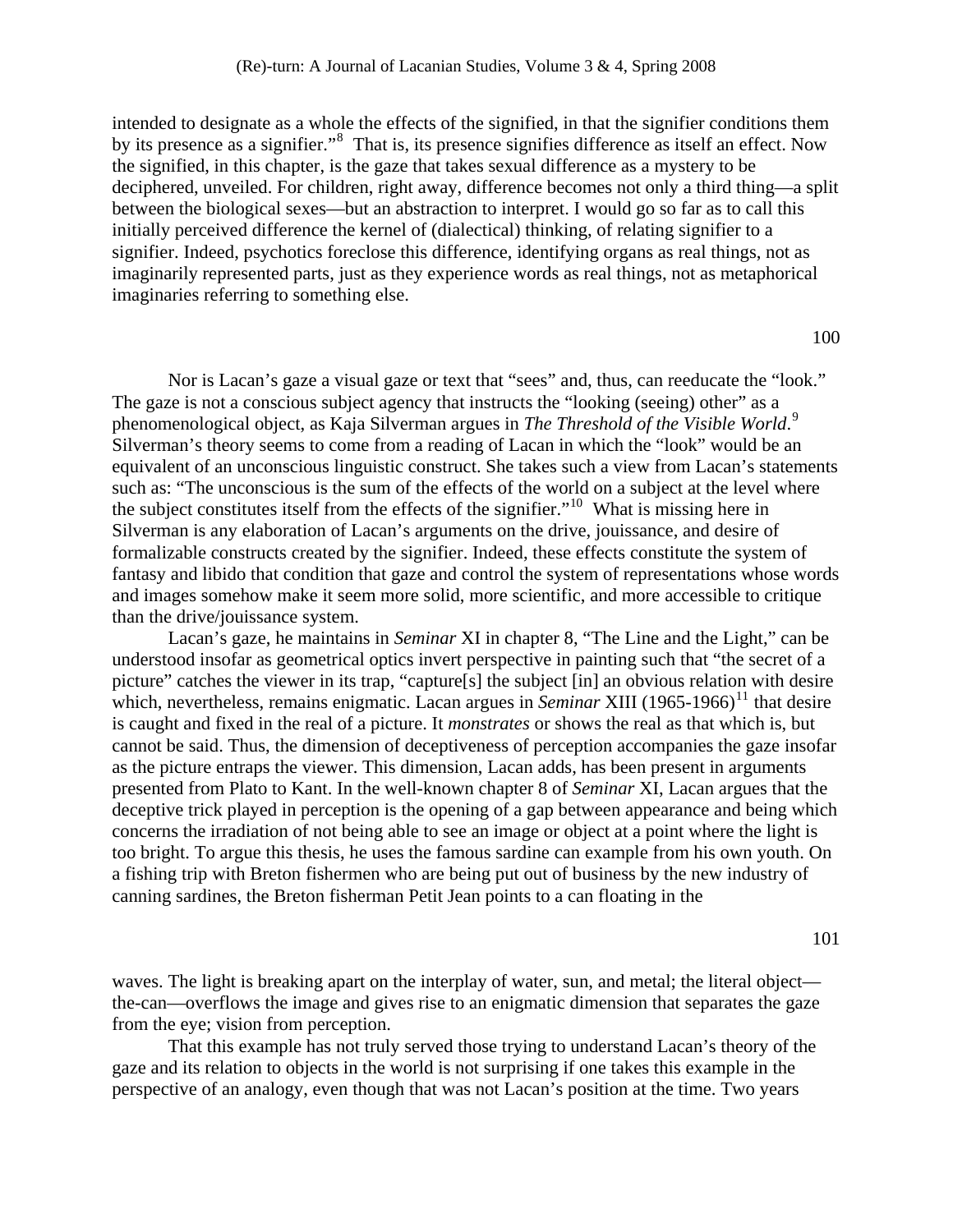intended to designate as a whole the effects of the signified, in that the signifier conditions them by its presence as a signifier."[8] That is, its presence signifies difference as itself an effect. Now the signified, in this chapter, is the gaze that takes sexual difference as a mystery to be deciphered, unveiled. For children, right away, difference becomes not only a third thing—a split between the biological sexes—but an abstraction to interpret. I would go so far as to call this initially perceived difference the kernel of (dialectical) thinking, of relating signifier to a signifier. Indeed, psychotics foreclose this difference, identifying organs as real things, not as imaginarily represented parts, just as they experience words as real things, not as metaphorical imaginaries referring to something else.

Nor is Lacan's gaze a visual gaze or text that "sees" and, thus, can reeducate the "look." The gaze is not a conscious subject agency that instructs the "looking (seeing) other" as a phenomenological object, as Kaja Silverman argues in *The Threshold of the Visible World*.[9] Silverman's theory seems to come from a reading of Lacan in which the "look" would be an equivalent of an unconscious linguistic construct. She takes such a view from Lacan's statements such as: "The unconscious is the sum of the effects of the world on a subject at the level where the subject constitutes itself from the effects of the signifier."[10] What is missing here in Silverman is any elaboration of Lacan's arguments on the drive, jouissance, and desire of formalizable constructs created by the signifier. Indeed, these effects constitute the system of fantasy and libido that condition that gaze and control the system of representations whose words and images somehow make it seem more solid, more scientific, and more accessible to critique than the drive/jouissance system.

Lacan's gaze, he maintains in *Seminar* XI in chapter 8, "The Line and the Light," can be understood insofar as geometrical optics invert perspective in painting such that "the secret of a picture" catches the viewer in its trap, "capture[s] the subject [in] an obvious relation with desire which, nevertheless, remains enigmatic. Lacan argues in *Seminar* XIII (1965-1966)[11] that desire is caught and fixed in the real of a picture. It *monstrates* or shows the real as that which is, but cannot be said. Thus, the dimension of deceptiveness of perception accompanies the gaze insofar as the picture entraps the viewer. This dimension, Lacan adds, has been present in arguments presented from Plato to Kant. In the well-known chapter 8 of *Seminar* XI, Lacan argues that the deceptive trick played in perception is the opening of a gap between appearance and being which concerns the irradiation of not being able to see an image or object at a point where the light is too bright. To argue this thesis, he uses the famous sardine can example from his own youth. On a fishing trip with Breton fishermen who are being put out of business by the new industry of canning sardines, the Breton fisherman Petit Jean points to a can floating in the waves. The light is breaking apart on the interplay of water, sun, and metal; the literal object—the-can—overflows the image and gives rise to an enigmatic dimension that separates the gaze from the eye; vision from perception.

That this example has not truly served those trying to understand Lacan's theory of the gaze and its relation to objects in the world is not surprising if one takes this example in the perspective of an analogy, even though that was not Lacan's position at the time. Two years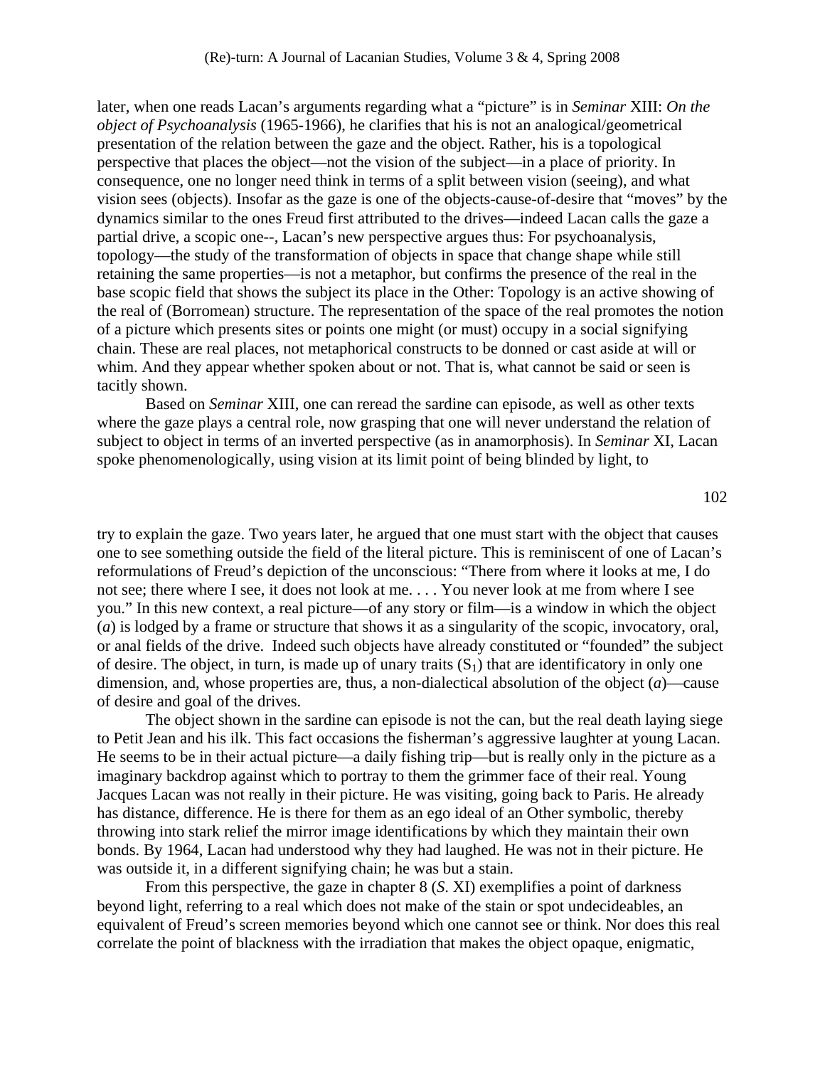later, when one reads Lacan's arguments regarding what a "picture" is in *Seminar* XIII: *On the object of Psychoanalysis* (1965-1966), he clarifies that his is not an analogical/geometrical presentation of the relation between the gaze and the object. Rather, his is a topological perspective that places the object—not the vision of the subject—in a place of priority. In consequence, one no longer need think in terms of a split between vision (seeing), and what vision sees (objects). Insofar as the gaze is one of the objects-cause-of-desire that "moves" by the dynamics similar to the ones Freud first attributed to the drives—indeed Lacan calls the gaze a partial drive, a scopic one--, Lacan's new perspective argues thus: For psychoanalysis, topology—the study of the transformation of objects in space that change shape while still retaining the same properties—is not a metaphor, but confirms the presence of the real in the base scopic field that shows the subject its place in the Other: Topology is an active showing of the real of (Borromean) structure. The representation of the space of the real promotes the notion of a picture which presents sites or points one might (or must) occupy in a social signifying chain. These are real places, not metaphorical constructs to be donned or cast aside at will or whim. And they appear whether spoken about or not. That is, what cannot be said or seen is tacitly shown.

Based on *Seminar* XIII, one can reread the sardine can episode, as well as other texts where the gaze plays a central role, now grasping that one will never understand the relation of subject to object in terms of an inverted perspective (as in anamorphosis). In *Seminar* XI, Lacan spoke phenomenologically, using vision at its limit point of being blinded by light, to try to explain the gaze. Two years later, he argued that one must start with the object that causes one to see something outside the field of the literal picture. This is reminiscent of one of Lacan's reformulations of Freud's depiction of the unconscious: "There from where it looks at me, I do not see; there where I see, it does not look at me. . . . You never look at me from where I see you." In this new context, a real picture—of any story or film—is a window in which the object (*a*) is lodged by a frame or structure that shows it as a singularity of the scopic, invocatory, oral, or anal fields of the drive. Indeed such objects have already constituted or "founded" the subject of desire. The object, in turn, is made up of unary traits ($S_1$) that are identificatory in only one dimension, and, whose properties are, thus, a non-dialectical absolution of the object (*a*)—cause of desire and goal of the drives.

The object shown in the sardine can episode is not the can, but the real death laying siege to Petit Jean and his ilk. This fact occasions the fisherman's aggressive laughter at young Lacan. He seems to be in their actual picture—a daily fishing trip—but is really only in the picture as a imaginary backdrop against which to portray to them the grimmer face of their real. Young Jacques Lacan was not really in their picture. He was visiting, going back to Paris. He already has distance, difference. He is there for them as an ego ideal of an Other symbolic, thereby throwing into stark relief the mirror image identifications by which they maintain their own bonds. By 1964, Lacan had understood why they had laughed. He was not in their picture. He was outside it, in a different signifying chain; he was but a stain.

From this perspective, the gaze in chapter 8 (*S.* XI) exemplifies a point of darkness beyond light, referring to a real which does not make of the stain or spot undecideables, an equivalent of Freud's screen memories beyond which one cannot see or think. Nor does this real correlate the point of blackness with the irradiation that makes the object opaque, enigmatic,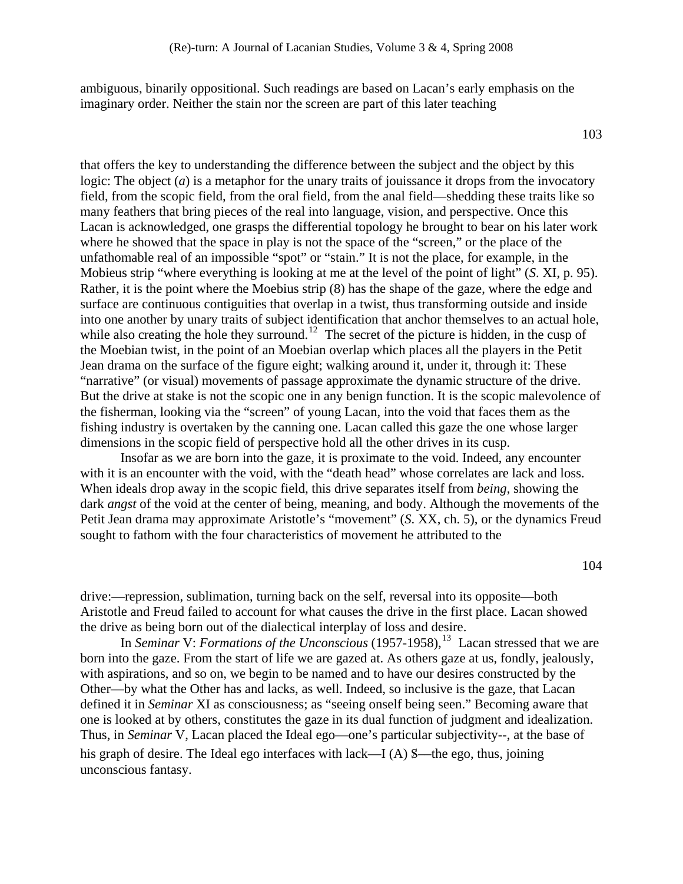ambiguous, binarily oppositional. Such readings are based on Lacan's early emphasis on the imaginary order. Neither the stain nor the screen are part of this later teaching

that offers the key to understanding the difference between the subject and the object by this logic: The object (*a*) is a metaphor for the unary traits of jouissance it drops from the invocatory field, from the scopic field, from the oral field, from the anal field—shedding these traits like so many feathers that bring pieces of the real into language, vision, and perspective. Once this Lacan is acknowledged, one grasps the differential topology he brought to bear on his later work where he showed that the space in play is not the space of the "screen," or the place of the unfathomable real of an impossible "spot" or "stain." It is not the place, for example, in the Mobieus strip "where everything is looking at me at the level of the point of light" (*S*. XI, p. 95). Rather, it is the point where the Moebius strip (8) has the shape of the gaze, where the edge and surface are continuous contiguities that overlap in a twist, thus transforming outside and inside into one another by unary traits of subject identification that anchor themselves to an actual hole, while also creating the hole they surround.[12] The secret of the picture is hidden, in the cusp of the Moebian twist, in the point of an Moebian overlap which places all the players in the Petit Jean drama on the surface of the figure eight; walking around it, under it, through it: These "narrative" (or visual) movements of passage approximate the dynamic structure of the drive. But the drive at stake is not the scopic one in any benign function. It is the scopic malevolence of the fisherman, looking via the "screen" of young Lacan, into the void that faces them as the fishing industry is overtaken by the canning one. Lacan called this gaze the one whose larger dimensions in the scopic field of perspective hold all the other drives in its cusp.

Insofar as we are born into the gaze, it is proximate to the void. Indeed, any encounter with it is an encounter with the void, with the "death head" whose correlates are lack and loss. When ideals drop away in the scopic field, this drive separates itself from *being*, showing the dark *angst* of the void at the center of being, meaning, and body. Although the movements of the Petit Jean drama may approximate Aristotle's "movement" (*S*. XX, ch. 5), or the dynamics Freud sought to fathom with the four characteristics of movement he attributed to the

drive:—repression, sublimation, turning back on the self, reversal into its opposite—both Aristotle and Freud failed to account for what causes the drive in the first place. Lacan showed the drive as being born out of the dialectical interplay of loss and desire.

In *Seminar* V: *Formations of the Unconscious* (1957-1958),[13] Lacan stressed that we are born into the gaze. From the start of life we are gazed at. As others gaze at us, fondly, jealously, with aspirations, and so on, we begin to be named and to have our desires constructed by the Other—by what the Other has and lacks, as well. Indeed, so inclusive is the gaze, that Lacan defined it in *Seminar* XI as consciousness; as "seeing onself being seen." Becoming aware that one is looked at by others, constitutes the gaze in its dual function of judgment and idealization. Thus, in *Seminar* V, Lacan placed the Ideal ego—one's particular subjectivity--, at the base of his graph of desire. The Ideal ego interfaces with lack—I (A) $\$$—the ego, thus, joining unconscious fantasy.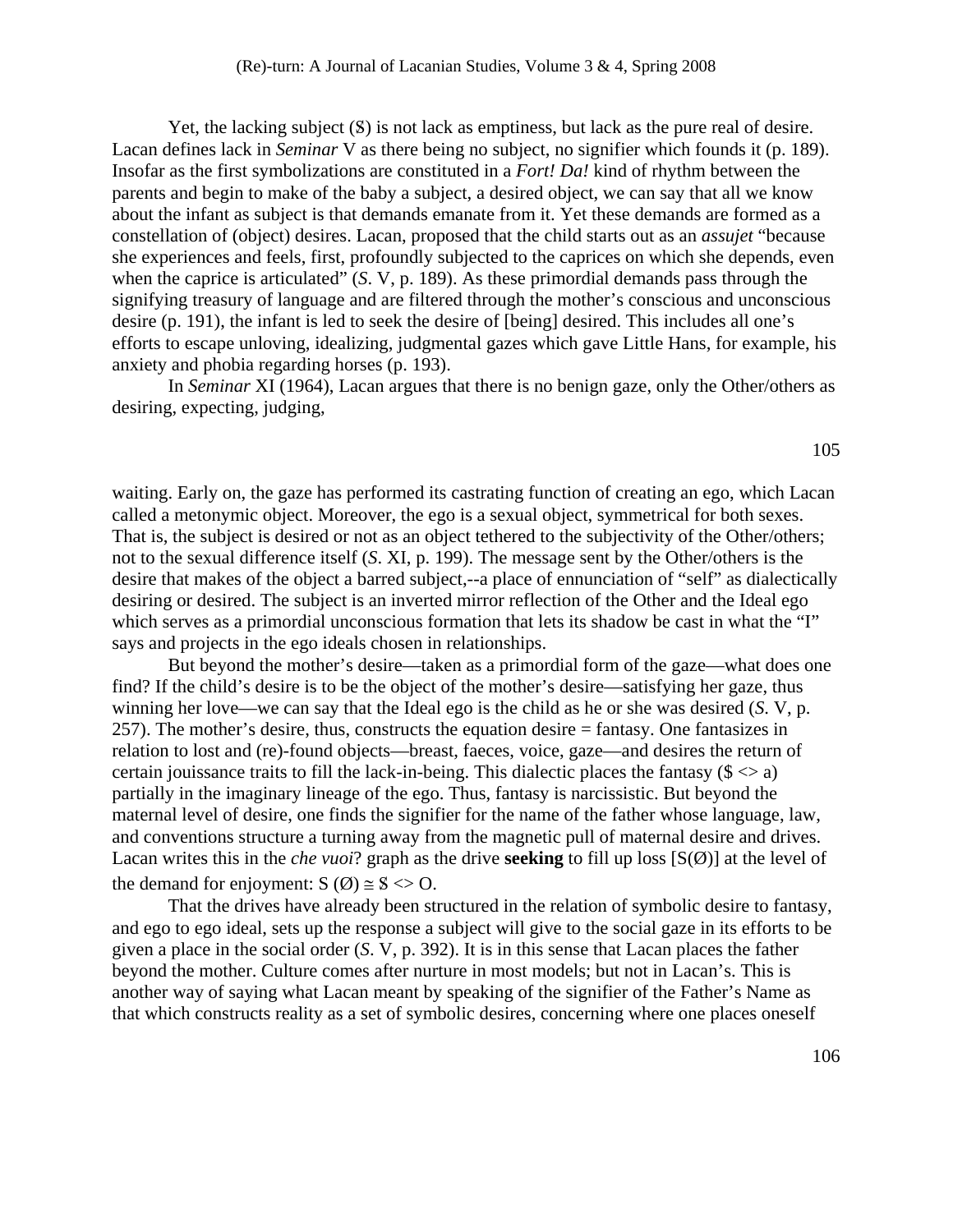Yet, the lacking subject ($) is not lack as emptiness, but lack as the pure real of desire. Lacan defines lack in *Seminar* V as there being no subject, no signifier which founds it (p. 189). Insofar as the first symbolizations are constituted in a *Fort! Da!* kind of rhythm between the parents and begin to make of the baby a subject, a desired object, we can say that all we know about the infant as subject is that demands emanate from it. Yet these demands are formed as a constellation of (object) desires. Lacan, proposed that the child starts out as an *assujet* "because she experiences and feels, first, profoundly subjected to the caprices on which she depends, even when the caprice is articulated" (*S*. V, p. 189). As these primordial demands pass through the signifying treasury of language and are filtered through the mother's conscious and unconscious desire (p. 191), the infant is led to seek the desire of [being] desired. This includes all one's efforts to escape unloving, idealizing, judgmental gazes which gave Little Hans, for example, his anxiety and phobia regarding horses (p. 193).

In *Seminar* XI (1964), Lacan argues that there is no benign gaze, only the Other/others as desiring, expecting, judging, waiting. Early on, the gaze has performed its castrating function of creating an ego, which Lacan called a metonymic object. Moreover, the ego is a sexual object, symmetrical for both sexes. That is, the subject is desired or not as an object tethered to the subjectivity of the Other/others; not to the sexual difference itself (*S*. XI, p. 199). The message sent by the Other/others is the desire that makes of the object a barred subject,--a place of ennunciation of "self" as dialectically desiring or desired. The subject is an inverted mirror reflection of the Other and the Ideal ego which serves as a primordial unconscious formation that lets its shadow be cast in what the "I" says and projects in the ego ideals chosen in relationships.

But beyond the mother's desire—taken as a primordial form of the gaze—what does one find? If the child's desire is to be the object of the mother's desire—satisfying her gaze, thus winning her love—we can say that the Ideal ego is the child as he or she was desired (*S*. V, p. 257). The mother's desire, thus, constructs the equation desire = fantasy. One fantasizes in relation to lost and (re)-found objects—breast, faeces, voice, gaze—and desires the return of certain jouissance traits to fill the lack-in-being. This dialectic places the fantasy ($ <> a) partially in the imaginary lineage of the ego. Thus, fantasy is narcissistic. But beyond the maternal level of desire, one finds the signifier for the name of the father whose language, law, and conventions structure a turning away from the magnetic pull of maternal desire and drives. Lacan writes this in the *che vuoi*? graph as the drive **seeking** to fill up loss [S(Ø)] at the level of the demand for enjoyment: S (Ø) ≅ $ <> O.

That the drives have already been structured in the relation of symbolic desire to fantasy, and ego to ego ideal, sets up the response a subject will give to the social gaze in its efforts to be given a place in the social order (*S*. V, p. 392). It is in this sense that Lacan places the father beyond the mother. Culture comes after nurture in most models; but not in Lacan's. This is another way of saying what Lacan meant by speaking of the signifier of the Father's Name as that which constructs reality as a set of symbolic desires, concerning where one places oneself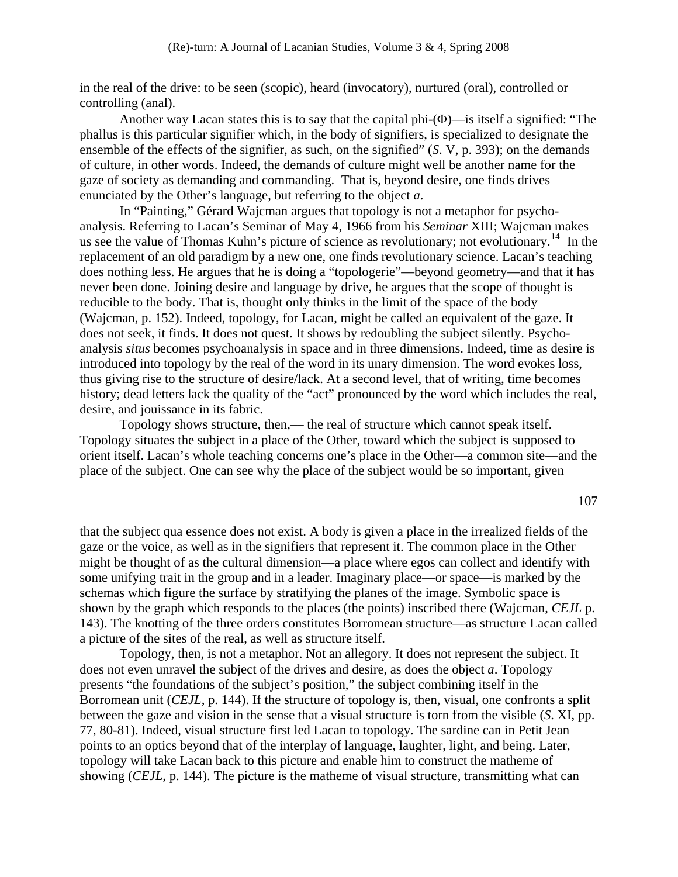in the real of the drive: to be seen (scopic), heard (invocatory), nurtured (oral), controlled or controlling (anal).

Another way Lacan states this is to say that the capital phi-(Φ)—is itself a signified: "The phallus is this particular signifier which, in the body of signifiers, is specialized to designate the ensemble of the effects of the signifier, as such, on the signified" (*S*. V, p. 393); on the demands of culture, in other words. Indeed, the demands of culture might well be another name for the gaze of society as demanding and commanding. That is, beyond desire, one finds drives enunciated by the Other's language, but referring to the object *a*.

In "Painting," Gérard Wajcman argues that topology is not a metaphor for psycho-analysis. Referring to Lacan's Seminar of May 4, 1966 from his *Seminar* XIII; Wajcman makes us see the value of Thomas Kuhn's picture of science as revolutionary; not evolutionary.[14] In the replacement of an old paradigm by a new one, one finds revolutionary science. Lacan's teaching does nothing less. He argues that he is doing a "topologerie"—beyond geometry—and that it has never been done. Joining desire and language by drive, he argues that the scope of thought is reducible to the body. That is, thought only thinks in the limit of the space of the body (Wajcman, p. 152). Indeed, topology, for Lacan, might be called an equivalent of the gaze. It does not seek, it finds. It does not quest. It shows by redoubling the subject silently. Psycho-analysis *situs* becomes psychoanalysis in space and in three dimensions. Indeed, time as desire is introduced into topology by the real of the word in its unary dimension. The word evokes loss, thus giving rise to the structure of desire/lack. At a second level, that of writing, time becomes history; dead letters lack the quality of the "act" pronounced by the word which includes the real, desire, and jouissance in its fabric.

Topology shows structure, then,— the real of structure which cannot speak itself. Topology situates the subject in a place of the Other, toward which the subject is supposed to orient itself. Lacan's whole teaching concerns one's place in the Other—a common site—and the place of the subject. One can see why the place of the subject would be so important, given that the subject qua essence does not exist. A body is given a place in the irrealized fields of the gaze or the voice, as well as in the signifiers that represent it. The common place in the Other might be thought of as the cultural dimension—a place where egos can collect and identify with some unifying trait in the group and in a leader. Imaginary place—or space—is marked by the schemas which figure the surface by stratifying the planes of the image. Symbolic space is shown by the graph which responds to the places (the points) inscribed there (Wajcman, *CEJL* p. 143). The knotting of the three orders constitutes Borromean structure—as structure Lacan called a picture of the sites of the real, as well as structure itself.

Topology, then, is not a metaphor. Not an allegory. It does not represent the subject. It does not even unravel the subject of the drives and desire, as does the object *a*. Topology presents "the foundations of the subject's position," the subject combining itself in the Borromean unit (*CEJL*, p. 144). If the structure of topology is, then, visual, one confronts a split between the gaze and vision in the sense that a visual structure is torn from the visible (*S*. XI, pp. 77, 80-81). Indeed, visual structure first led Lacan to topology. The sardine can in Petit Jean points to an optics beyond that of the interplay of language, laughter, light, and being. Later, topology will take Lacan back to this picture and enable him to construct the matheme of showing (*CEJL*, p. 144). The picture is the matheme of visual structure, transmitting what can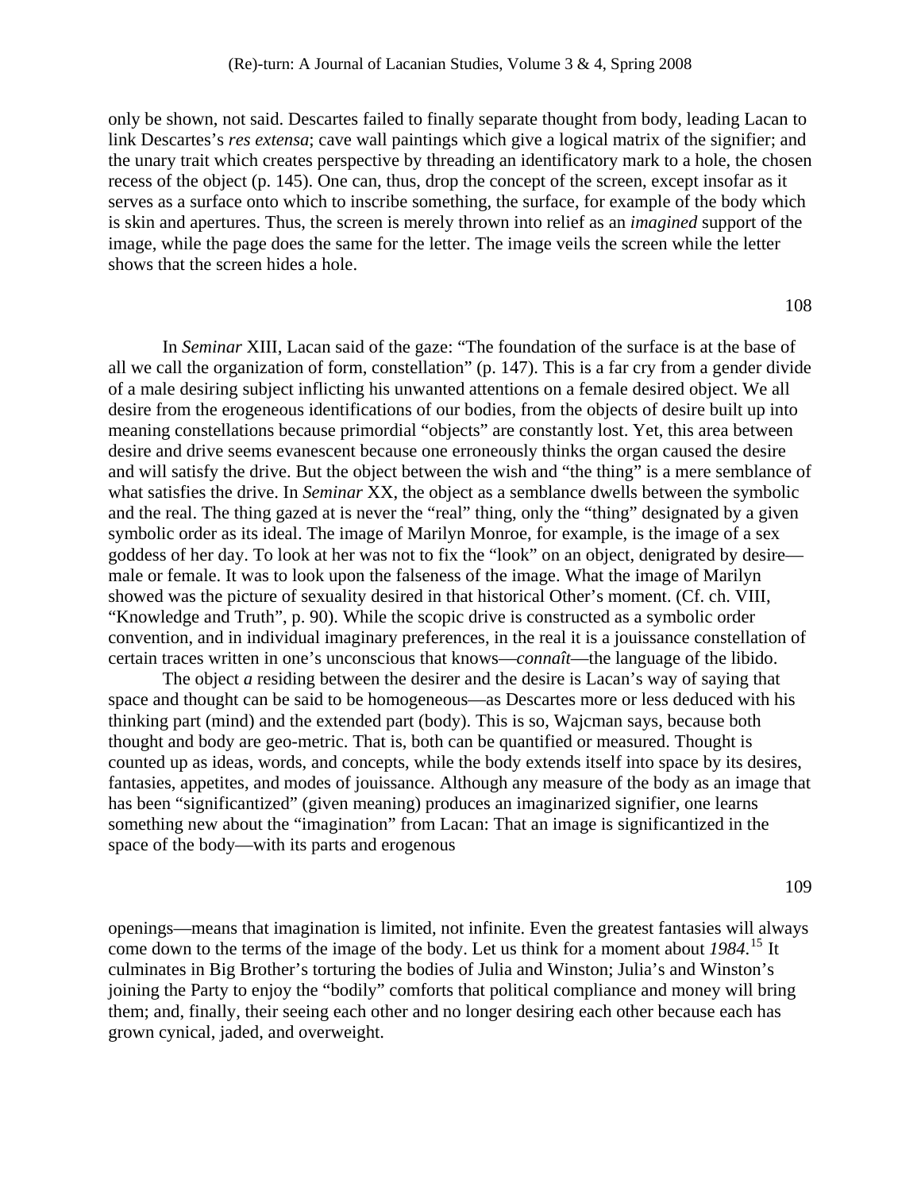only be shown, not said. Descartes failed to finally separate thought from body, leading Lacan to link Descartes's *res extensa*; cave wall paintings which give a logical matrix of the signifier; and the unary trait which creates perspective by threading an identificatory mark to a hole, the chosen recess of the object (p. 145). One can, thus, drop the concept of the screen, except insofar as it serves as a surface onto which to inscribe something, the surface, for example of the body which is skin and apertures. Thus, the screen is merely thrown into relief as an *imagined* support of the image, while the page does the same for the letter. The image veils the screen while the letter shows that the screen hides a hole.

In *Seminar* XIII, Lacan said of the gaze: "The foundation of the surface is at the base of all we call the organization of form, constellation" (p. 147). This is a far cry from a gender divide of a male desiring subject inflicting his unwanted attentions on a female desired object. We all desire from the erogeneous identifications of our bodies, from the objects of desire built up into meaning constellations because primordial "objects" are constantly lost. Yet, this area between desire and drive seems evanescent because one erroneously thinks the organ caused the desire and will satisfy the drive. But the object between the wish and "the thing" is a mere semblance of what satisfies the drive. In *Seminar* XX, the object as a semblance dwells between the symbolic and the real. The thing gazed at is never the "real" thing, only the "thing" designated by a given symbolic order as its ideal. The image of Marilyn Monroe, for example, is the image of a sex goddess of her day. To look at her was not to fix the "look" on an object, denigrated by desire—male or female. It was to look upon the falseness of the image. What the image of Marilyn showed was the picture of sexuality desired in that historical Other's moment. (Cf. ch. VIII, "Knowledge and Truth", p. 90). While the scopic drive is constructed as a symbolic order convention, and in individual imaginary preferences, in the real it is a jouissance constellation of certain traces written in one's unconscious that knows—*connaît*—the language of the libido.

The object *a* residing between the desirer and the desire is Lacan's way of saying that space and thought can be said to be homogeneous—as Descartes more or less deduced with his thinking part (mind) and the extended part (body). This is so, Wajcman says, because both thought and body are geo-metric. That is, both can be quantified or measured. Thought is counted up as ideas, words, and concepts, while the body extends itself into space by its desires, fantasies, appetites, and modes of jouissance. Although any measure of the body as an image that has been "significantized" (given meaning) produces an imaginarized signifier, one learns something new about the "imagination" from Lacan: That an image is significantized in the space of the body—with its parts and erogenous openings—means that imagination is limited, not infinite. Even the greatest fantasies will always come down to the terms of the image of the body. Let us think for a moment about *1984*.[15] It culminates in Big Brother's torturing the bodies of Julia and Winston; Julia's and Winston's joining the Party to enjoy the "bodily" comforts that political compliance and money will bring them; and, finally, their seeing each other and no longer desiring each other because each has grown cynical, jaded, and overweight.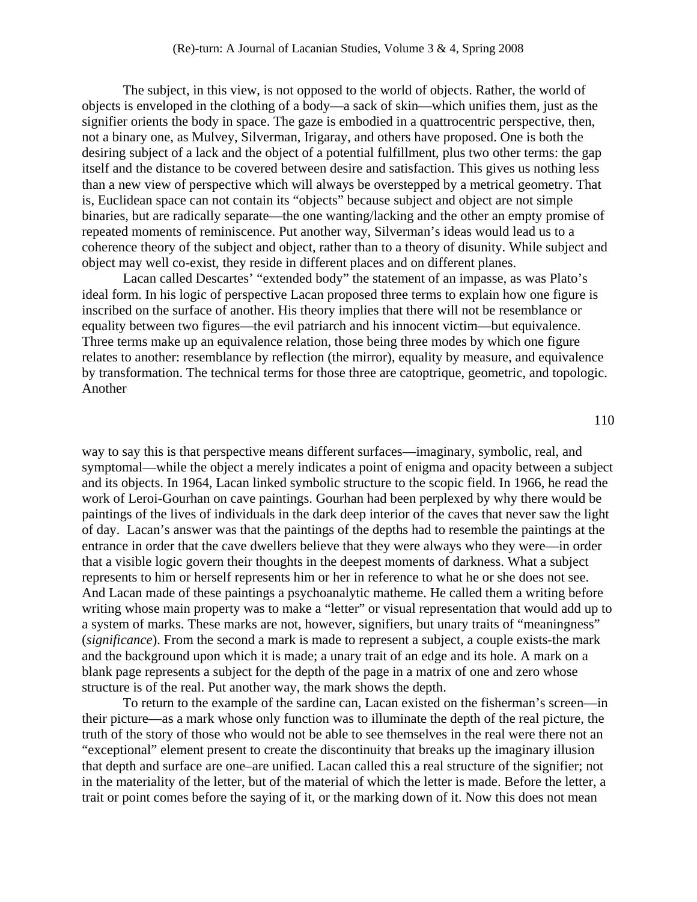The subject, in this view, is not opposed to the world of objects. Rather, the world of objects is enveloped in the clothing of a body—a sack of skin—which unifies them, just as the signifier orients the body in space. The gaze is embodied in a quattrocentric perspective, then, not a binary one, as Mulvey, Silverman, Irigaray, and others have proposed. One is both the desiring subject of a lack and the object of a potential fulfillment, plus two other terms: the gap itself and the distance to be covered between desire and satisfaction. This gives us nothing less than a new view of perspective which will always be overstepped by a metrical geometry. That is, Euclidean space can not contain its "objects" because subject and object are not simple binaries, but are radically separate—the one wanting/lacking and the other an empty promise of repeated moments of reminiscence. Put another way, Silverman's ideas would lead us to a coherence theory of the subject and object, rather than to a theory of disunity. While subject and object may well co-exist, they reside in different places and on different planes.

Lacan called Descartes' "extended body" the statement of an impasse, as was Plato's ideal form. In his logic of perspective Lacan proposed three terms to explain how one figure is inscribed on the surface of another. His theory implies that there will not be resemblance or equality between two figures—the evil patriarch and his innocent victim—but equivalence. Three terms make up an equivalence relation, those being three modes by which one figure relates to another: resemblance by reflection (the mirror), equality by measure, and equivalence by transformation. The technical terms for those three are catoptrique, geometric, and topologic. Another way to say this is that perspective means different surfaces—imaginary, symbolic, real, and symptomal—while the object a merely indicates a point of enigma and opacity between a subject and its objects. In 1964, Lacan linked symbolic structure to the scopic field. In 1966, he read the work of Leroi-Gourhan on cave paintings. Gourhan had been perplexed by why there would be paintings of the lives of individuals in the dark deep interior of the caves that never saw the light of day. Lacan's answer was that the paintings of the depths had to resemble the paintings at the entrance in order that the cave dwellers believe that they were always who they were—in order that a visible logic govern their thoughts in the deepest moments of darkness. What a subject represents to him or herself represents him or her in reference to what he or she does not see. And Lacan made of these paintings a psychoanalytic matheme. He called them a writing before writing whose main property was to make a "letter" or visual representation that would add up to a system of marks. These marks are not, however, signifiers, but unary traits of "meaningness" (*significance*). From the second a mark is made to represent a subject, a couple exists-the mark and the background upon which it is made; a unary trait of an edge and its hole. A mark on a blank page represents a subject for the depth of the page in a matrix of one and zero whose structure is of the real. Put another way, the mark shows the depth.

To return to the example of the sardine can, Lacan existed on the fisherman's screen—in their picture—as a mark whose only function was to illuminate the depth of the real picture, the truth of the story of those who would not be able to see themselves in the real were there not an "exceptional" element present to create the discontinuity that breaks up the imaginary illusion that depth and surface are one–are unified. Lacan called this a real structure of the signifier; not in the materiality of the letter, but of the material of which the letter is made. Before the letter, a trait or point comes before the saying of it, or the marking down of it. Now this does not mean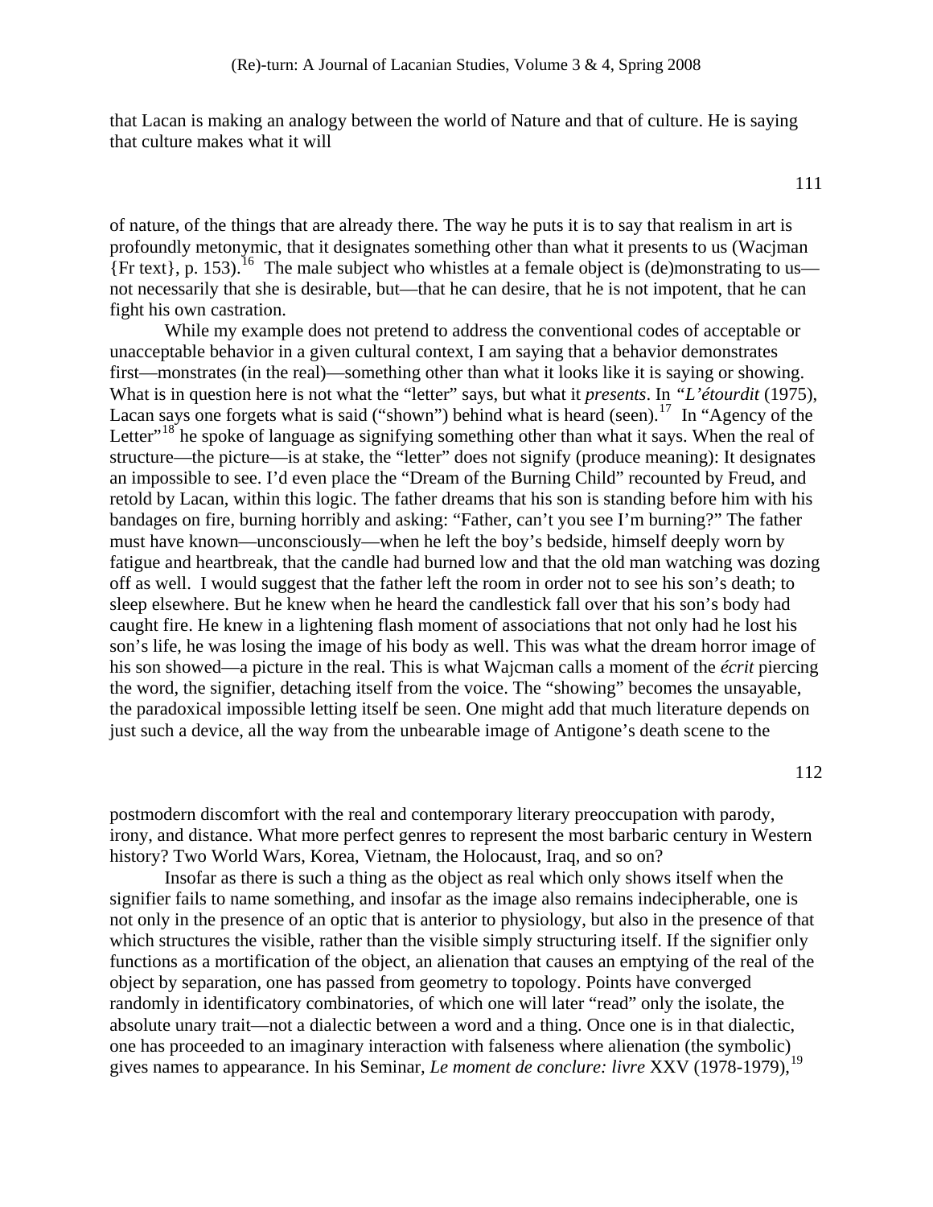that Lacan is making an analogy between the world of Nature and that of culture. He is saying that culture makes what it will

of nature, of the things that are already there. The way he puts it is to say that realism in art is profoundly metonymic, that it designates something other than what it presents to us (Wacjman {Fr text}, p. 153).[16] The male subject who whistles at a female object is (de)monstrating to us—not necessarily that she is desirable, but—that he can desire, that he is not impotent, that he can fight his own castration.

While my example does not pretend to address the conventional codes of acceptable or unacceptable behavior in a given cultural context, I am saying that a behavior demonstrates first—monstrates (in the real)—something other than what it looks like it is saying or showing. What is in question here is not what the "letter" says, but what it *presents*. In *"L'étourdit* (1975), Lacan says one forgets what is said ("shown") behind what is heard (seen).[17] In "Agency of the Letter"[18] he spoke of language as signifying something other than what it says. When the real of structure—the picture—is at stake, the "letter" does not signify (produce meaning): It designates an impossible to see. I'd even place the "Dream of the Burning Child" recounted by Freud, and retold by Lacan, within this logic. The father dreams that his son is standing before him with his bandages on fire, burning horribly and asking: "Father, can't you see I'm burning?" The father must have known—unconsciously—when he left the boy's bedside, himself deeply worn by fatigue and heartbreak, that the candle had burned low and that the old man watching was dozing off as well. I would suggest that the father left the room in order not to see his son's death; to sleep elsewhere. But he knew when he heard the candlestick fall over that his son's body had caught fire. He knew in a lightening flash moment of associations that not only had he lost his son's life, he was losing the image of his body as well. This was what the dream horror image of his son showed—a picture in the real. This is what Wajcman calls a moment of the *écrit* piercing the word, the signifier, detaching itself from the voice. The "showing" becomes the unsayable, the paradoxical impossible letting itself be seen. One might add that much literature depends on just such a device, all the way from the unbearable image of Antigone's death scene to the

postmodern discomfort with the real and contemporary literary preoccupation with parody, irony, and distance. What more perfect genres to represent the most barbaric century in Western history? Two World Wars, Korea, Vietnam, the Holocaust, Iraq, and so on?

Insofar as there is such a thing as the object as real which only shows itself when the signifier fails to name something, and insofar as the image also remains indecipherable, one is not only in the presence of an optic that is anterior to physiology, but also in the presence of that which structures the visible, rather than the visible simply structuring itself. If the signifier only functions as a mortification of the object, an alienation that causes an emptying of the real of the object by separation, one has passed from geometry to topology. Points have converged randomly in identificatory combinatories, of which one will later "read" only the isolate, the absolute unary trait—not a dialectic between a word and a thing. Once one is in that dialectic, one has proceeded to an imaginary interaction with falseness where alienation (the symbolic) gives names to appearance. In his Seminar*, Le moment de conclure: livre* XXV (1978-1979),[19]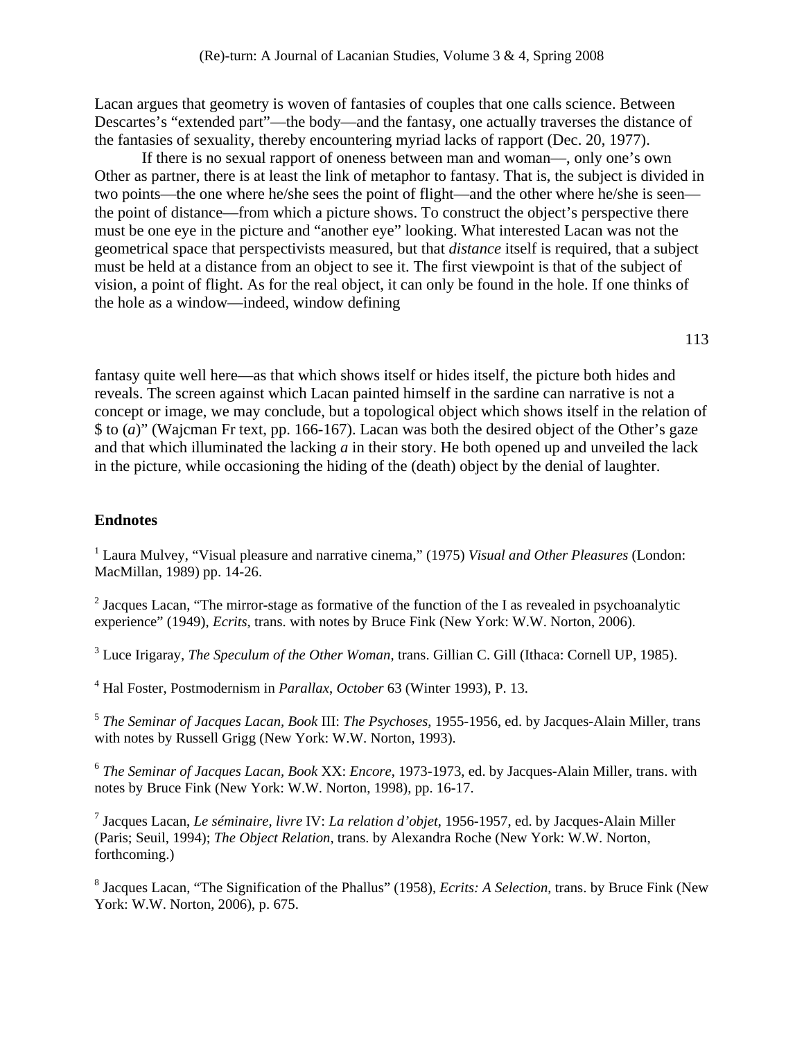Lacan argues that geometry is woven of fantasies of couples that one calls science. Between Descartes's "extended part"—the body—and the fantasy, one actually traverses the distance of the fantasies of sexuality, thereby encountering myriad lacks of rapport (Dec. 20, 1977).

If there is no sexual rapport of oneness between man and woman—, only one's own Other as partner, there is at least the link of metaphor to fantasy. That is, the subject is divided in two points—the one where he/she sees the point of flight—and the other where he/she is seen—the point of distance—from which a picture shows. To construct the object's perspective there must be one eye in the picture and "another eye" looking. What interested Lacan was not the geometrical space that perspectivists measured, but that *distance* itself is required, that a subject must be held at a distance from an object to see it. The first viewpoint is that of the subject of vision, a point of flight. As for the real object, it can only be found in the hole. If one thinks of the hole as a window—indeed, window defining fantasy quite well here—as that which shows itself or hides itself, the picture both hides and reveals. The screen against which Lacan painted himself in the sardine can narrative is not a concept or image, we may conclude, but a topological object which shows itself in the relation of $ to (*a*)" (Wajcman Fr text, pp. 166-167). Lacan was both the desired object of the Other's gaze and that which illuminated the lacking *a* in their story. He both opened up and unveiled the lack in the picture, while occasioning the hiding of the (death) object by the denial of laughter.

### Endnotes

[1] Laura Mulvey, "Visual pleasure and narrative cinema," (1975) *Visual and Other Pleasures* (London: MacMillan, 1989) pp. 14-26.

[2] Jacques Lacan, "The mirror-stage as formative of the function of the I as revealed in psychoanalytic experience" (1949), *Ecrits*, trans. with notes by Bruce Fink (New York: W.W. Norton, 2006).

[3] Luce Irigaray, *The Speculum of the Other Woman*, trans. Gillian C. Gill (Ithaca: Cornell UP, 1985).

[4] Hal Foster, Postmodernism in *Parallax*, *October* 63 (Winter 1993), P. 13.

[5] *The Seminar of Jacques Lacan, Book* III: *The Psychoses*, 1955-1956, ed. by Jacques-Alain Miller, trans with notes by Russell Grigg (New York: W.W. Norton, 1993).

[6] *The Seminar of Jacques Lacan, Book* XX: *Encore*, 1973-1973, ed. by Jacques-Alain Miller, trans. with notes by Bruce Fink (New York: W.W. Norton, 1998), pp. 16-17.

[7] Jacques Lacan, *Le séminaire, livre* IV: *La relation d'objet*, 1956-1957, ed. by Jacques-Alain Miller (Paris; Seuil, 1994); *The Object Relation*, trans. by Alexandra Roche (New York: W.W. Norton, forthcoming.)

[8] Jacques Lacan, "The Signification of the Phallus" (1958), *Ecrits: A Selection,* trans. by Bruce Fink (New York: W.W. Norton, 2006), p. 675.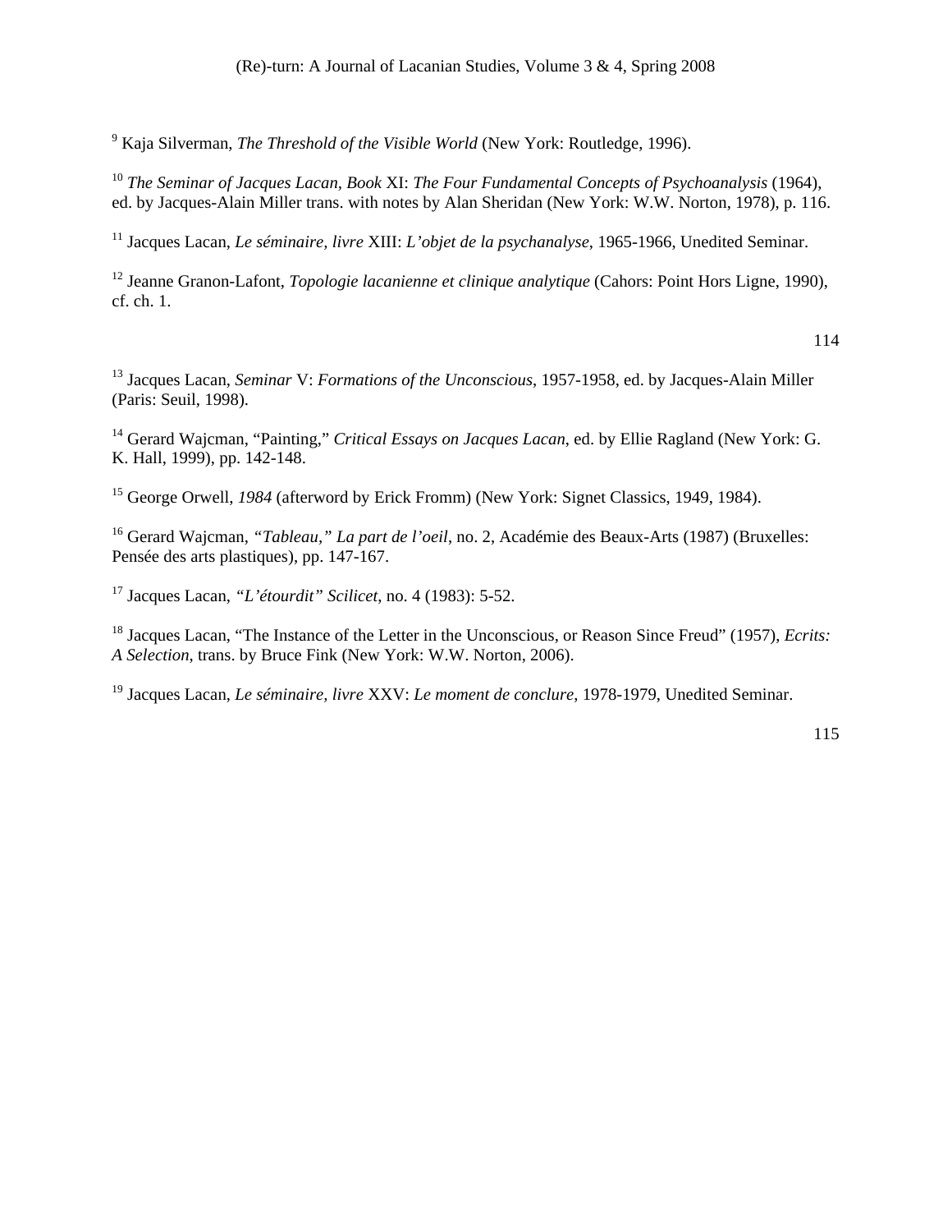[9] Kaja Silverman, *The Threshold of the Visible World* (New York: Routledge, 1996).

[10] *The Seminar of Jacques Lacan*, *Book* XI: *The Four Fundamental Concepts of Psychoanalysis* (1964), ed. by Jacques-Alain Miller trans. with notes by Alan Sheridan (New York: W.W. Norton, 1978), p. 116.

[11] Jacques Lacan, *Le séminaire, livre* XIII: *L'objet de la psychanalyse*, 1965-1966, Unedited Seminar.

[12] Jeanne Granon-Lafont, *Topologie lacanienne et clinique analytique* (Cahors: Point Hors Ligne, 1990), cf. ch. 1.

[13] Jacques Lacan, *Seminar* V: *Formations of the Unconscious*, 1957-1958, ed. by Jacques-Alain Miller (Paris: Seuil, 1998).

[14] Gerard Wajcman, "Painting," *Critical Essays on Jacques Lacan*, ed. by Ellie Ragland (New York: G. K. Hall, 1999), pp. 142-148.

[15] George Orwell, *1984* (afterword by Erick Fromm) (New York: Signet Classics, 1949, 1984).

[16] Gerard Wajcman, *"Tableau," La part de l'oeil*, no. 2, Académie des Beaux-Arts (1987) (Bruxelles: Pensée des arts plastiques), pp. 147-167.

[17] Jacques Lacan, *"L'étourdit" Scilicet*, no. 4 (1983): 5-52.

[18] Jacques Lacan, "The Instance of the Letter in the Unconscious, or Reason Since Freud" (1957), *Ecrits: A Selection*, trans. by Bruce Fink (New York: W.W. Norton, 2006).

[19] Jacques Lacan, *Le séminaire, livre* XXV: *Le moment de conclure*, 1978-1979, Unedited Seminar.